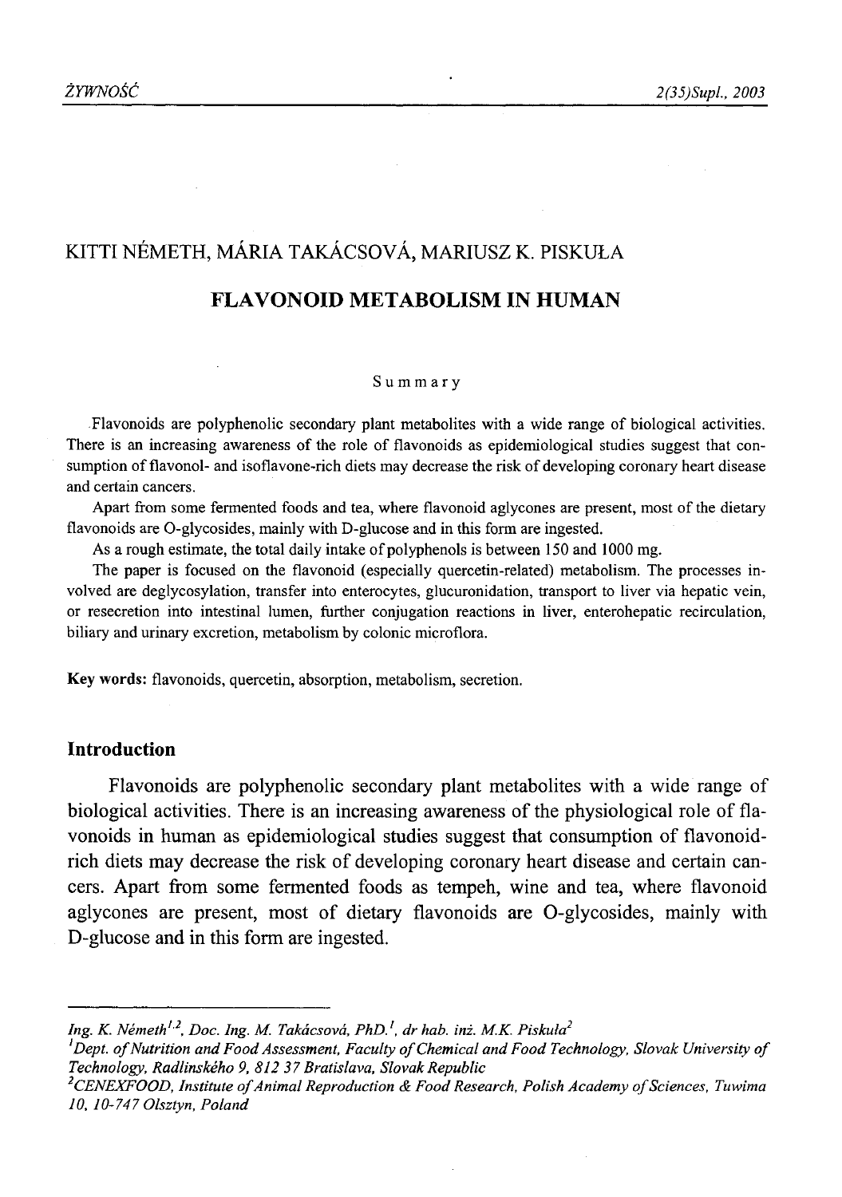KITTI NÉMETH, MÁRIA TAKÁCSOVÁ, MARIUSZ K. PISKUŁA

# FLAVONOID METABOLISM IN HUMAN

## Summary

Flavonoids are polyphenolic secondary plant metabolites with a wide range of biological activities. There is an increasing awareness of the role of flavonoids as epidemiological studies suggest that consumption of flavonol- and isoflavone-rich diets may decrease the risk of developing coronary heart disease and certain cancers.

Apart from some fermented foods and tea, where flavonoid aglycones are present, most of the dietary flavonoids are O-glycosides, mainly with D-glucose and in this form are ingested.

As a rough estimate, the total daily intake of polyphenols is between 150 and 1000 mg.

The paper is focused on the flavonoid (especially quercetin-related) metabolism. The processes involved are deglycosylation, transfer into enterocytes, glucuronidation, transport to liver via hepatic vein, or resecretion into intestinal lumen, further conjugation reactions in liver, enterohepatic recirculation, biliary and urinary excretion, metabolism by colonic microflora.

**Key words:** flavonoids, quercetin, absorption, metabolism, secretion.

## Introduction

Flavonoids are polyphenolic secondary plant metabolites with a wide range of biological activities. There is an increasing awareness of the physiological role of flavonoids in human as epidemiological studies suggest that consumption of flavonoid-rich diets may decrease the risk of developing coronary heart disease and certain cancers. Apart from some fermented foods as tempeh, wine and tea, where flavonoid aglycones are present, most of dietary flavonoids are O-glycosides, mainly with D-glucose and in this form are ingested.

---

*Ing. K. Németh[1,2], Doc. Ing. M. Takácsová, PhD.[1], dr hab. inż. M.K. Piskuła[2]*

[1]*Dept. of Nutrition and Food Assessment, Faculty of Chemical and Food Technology, Slovak University of Technology, Radlinského 9, 812 37 Bratislava, Slovak Republic*

[2]*CENEXFOOD, Institute of Animal Reproduction & Food Research, Polish Academy of Sciences, Tuwima 10, 10-747 Olsztyn, Poland*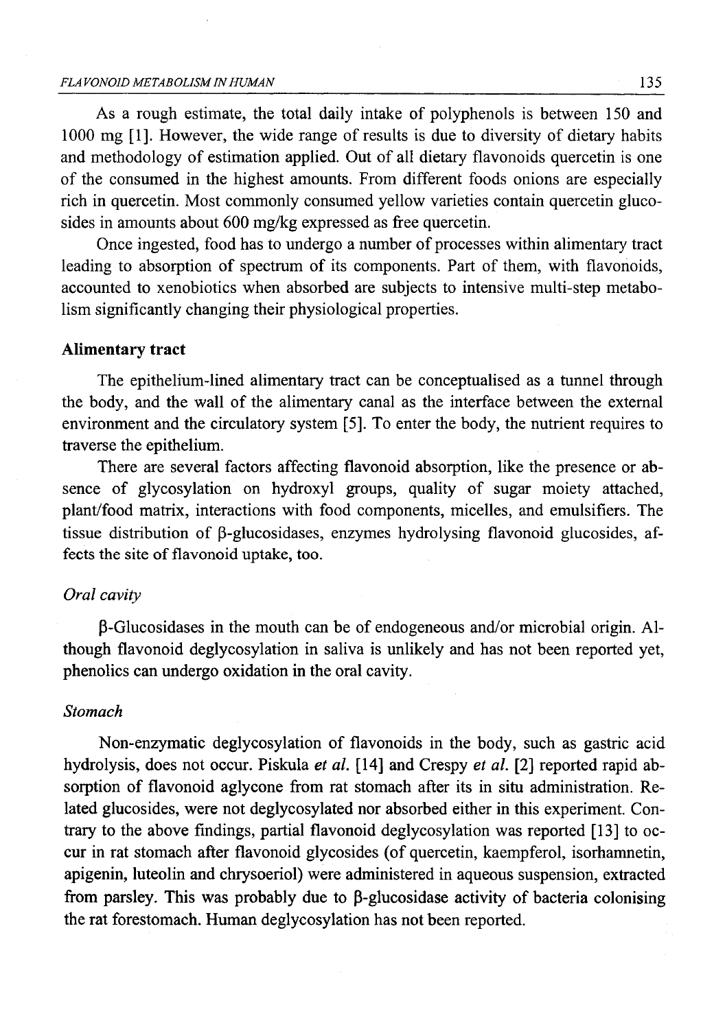As a rough estimate, the total daily intake of polyphenols is between 150 and 1000 mg [1]. However, the wide range of results is due to diversity of dietary habits and methodology of estimation applied. Out of all dietary flavonoids quercetin is one of the consumed in the highest amounts. From different foods onions are especially rich in quercetin. Most commonly consumed yellow varieties contain quercetin glucosides in amounts about 600 mg/kg expressed as free quercetin.

Once ingested, food has to undergo a number of processes within alimentary tract leading to absorption of spectrum of its components. Part of them, with flavonoids, accounted to xenobiotics when absorbed are subjects to intensive multi-step metabolism significantly changing their physiological properties.

## Alimentary tract

The epithelium-lined alimentary tract can be conceptualised as a tunnel through the body, and the wall of the alimentary canal as the interface between the external environment and the circulatory system [5]. To enter the body, the nutrient requires to traverse the epithelium.

There are several factors affecting flavonoid absorption, like the presence or absence of glycosylation on hydroxyl groups, quality of sugar moiety attached, plant/food matrix, interactions with food components, micelles, and emulsifiers. The tissue distribution of β-glucosidases, enzymes hydrolysing flavonoid glucosides, affects the site of flavonoid uptake, too.

### *Oral cavity*

β-Glucosidases in the mouth can be of endogeneous and/or microbial origin. Although flavonoid deglycosylation in saliva is unlikely and has not been reported yet, phenolics can undergo oxidation in the oral cavity.

### *Stomach*

Non-enzymatic deglycosylation of flavonoids in the body, such as gastric acid hydrolysis, does not occur. Piskula *et al.* [14] and Crespy *et al.* [2] reported rapid absorption of flavonoid aglycone from rat stomach after its in situ administration. Related glucosides, were not deglycosylated nor absorbed either in this experiment. Contrary to the above findings, partial flavonoid deglycosylation was reported [13] to occur in rat stomach after flavonoid glycosides (of quercetin, kaempferol, isorhamnetin, apigenin, luteolin and chrysoeriol) were administered in aqueous suspension, extracted from parsley. This was probably due to β-glucosidase activity of bacteria colonising the rat forestomach. Human deglycosylation has not been reported.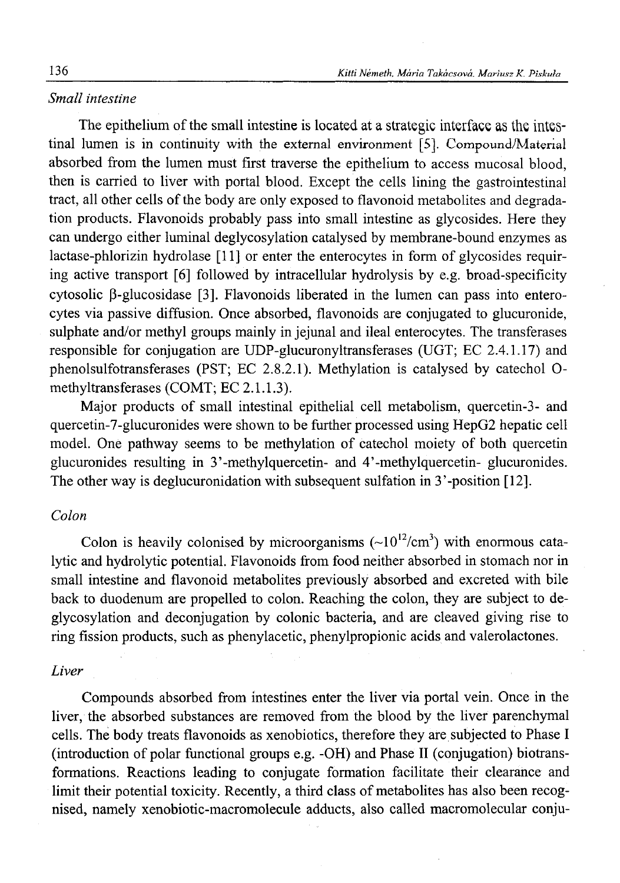*Small intestine*

The epithelium of the small intestine is located at a strategic interface as the intestinal lumen is in continuity with the external environment [5]. Compound/Material absorbed from the lumen must first traverse the epithelium to access mucosal blood, then is carried to liver with portal blood. Except the cells lining the gastrointestinal tract, all other cells of the body are only exposed to flavonoid metabolites and degradation products. Flavonoids probably pass into small intestine as glycosides. Here they can undergo either luminal deglycosylation catalysed by membrane-bound enzymes as lactase-phlorizin hydrolase [11] or enter the enterocytes in form of glycosides requiring active transport [6] followed by intracellular hydrolysis by e.g. broad-specificity cytosolic β-glucosidase [3]. Flavonoids liberated in the lumen can pass into enterocytes via passive diffusion. Once absorbed, flavonoids are conjugated to glucuronide, sulphate and/or methyl groups mainly in jejunal and ileal enterocytes. The transferases responsible for conjugation are UDP-glucuronyltransferases (UGT; EC 2.4.1.17) and phenolsulfotransferases (PST; EC 2.8.2.1). Methylation is catalysed by catechol O-methyltransferases (COMT; EC 2.1.1.3).

Major products of small intestinal epithelial cell metabolism, quercetin-3- and quercetin-7-glucuronides were shown to be further processed using HepG2 hepatic cell model. One pathway seems to be methylation of catechol moiety of both quercetin glucuronides resulting in 3'-methylquercetin- and 4'-methylquercetin- glucuronides. The other way is deglucuronidation with subsequent sulfation in 3'-position [12].

*Colon*

Colon is heavily colonised by microorganisms ($\sim 10^{12}/cm^3$) with enormous catalytic and hydrolytic potential. Flavonoids from food neither absorbed in stomach nor in small intestine and flavonoid metabolites previously absorbed and excreted with bile back to duodenum are propelled to colon. Reaching the colon, they are subject to deglycosylation and deconjugation by colonic bacteria, and are cleaved giving rise to ring fission products, such as phenylacetic, phenylpropionic acids and valerolactones.

*Liver*

Compounds absorbed from intestines enter the liver via portal vein. Once in the liver, the absorbed substances are removed from the blood by the liver parenchymal cells. The body treats flavonoids as xenobiotics, therefore they are subjected to Phase I (introduction of polar functional groups e.g. -OH) and Phase II (conjugation) biotransformations. Reactions leading to conjugate formation facilitate their clearance and limit their potential toxicity. Recently, a third class of metabolites has also been recognised, namely xenobiotic-macromolecule adducts, also called macromolecular conju-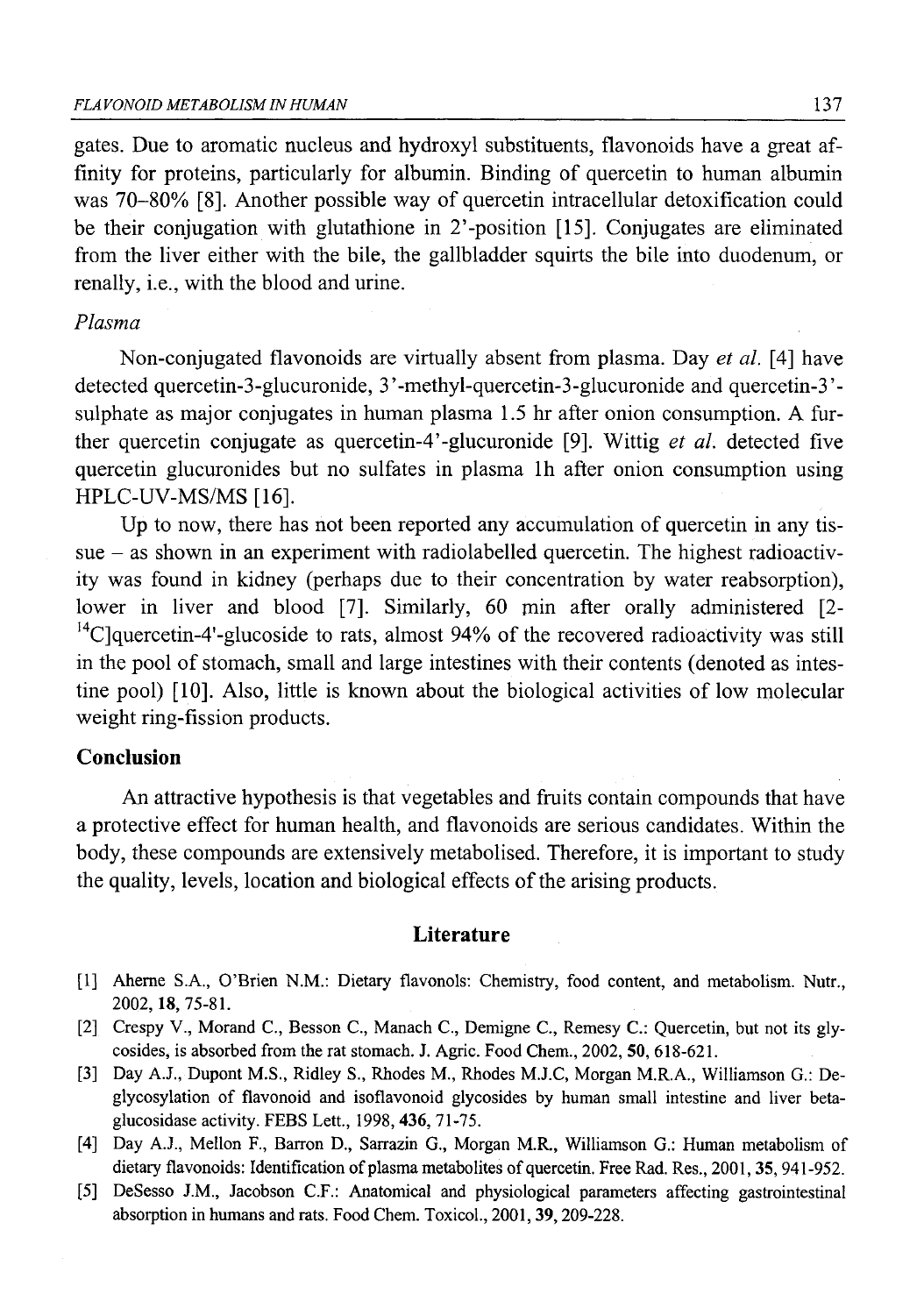gates. Due to aromatic nucleus and hydroxyl substituents, flavonoids have a great affinity for proteins, particularly for albumin. Binding of quercetin to human albumin was 70–80% [8]. Another possible way of quercetin intracellular detoxification could be their conjugation with glutathione in 2'-position [15]. Conjugates are eliminated from the liver either with the bile, the gallbladder squirts the bile into duodenum, or renally, i.e., with the blood and urine.

*Plasma*

Non-conjugated flavonoids are virtually absent from plasma. Day *et al.* [4] have detected quercetin-3-glucuronide, 3'-methyl-quercetin-3-glucuronide and quercetin-3'-sulphate as major conjugates in human plasma 1.5 hr after onion consumption. A further quercetin conjugate as quercetin-4'-glucuronide [9]. Wittig *et al.* detected five quercetin glucuronides but no sulfates in plasma 1h after onion consumption using HPLC-UV-MS/MS [16].

Up to now, there has not been reported any accumulation of quercetin in any tissue – as shown in an experiment with radiolabelled quercetin. The highest radioactivity was found in kidney (perhaps due to their concentration by water reabsorption), lower in liver and blood [7]. Similarly, 60 min after orally administered [2-$^{14}$C]quercetin-4'-glucoside to rats, almost 94% of the recovered radioactivity was still in the pool of stomach, small and large intestines with their contents (denoted as intestine pool) [10]. Also, little is known about the biological activities of low molecular weight ring-fission products.

## Conclusion

An attractive hypothesis is that vegetables and fruits contain compounds that have a protective effect for human health, and flavonoids are serious candidates. Within the body, these compounds are extensively metabolised. Therefore, it is important to study the quality, levels, location and biological effects of the arising products.

## Literature

[1] Aherne S.A., O'Brien N.M.: Dietary flavonols: Chemistry, food content, and metabolism. Nutr., 2002, **18**, 75-81.

[2] Crespy V., Morand C., Besson C., Manach C., Demigne C., Remesy C.: Quercetin, but not its glycosides, is absorbed from the rat stomach. J. Agric. Food Chem., 2002, **50**, 618-621.

[3] Day A.J., Dupont M.S., Ridley S., Rhodes M., Rhodes M.J.C, Morgan M.R.A., Williamson G.: Deglycosylation of flavonoid and isoflavonoid glycosides by human small intestine and liver beta-glucosidase activity. FEBS Lett., 1998, **436**, 71-75.

[4] Day A.J., Mellon F., Barron D., Sarrazin G., Morgan M.R., Williamson G.: Human metabolism of dietary flavonoids: Identification of plasma metabolites of quercetin. Free Rad. Res., 2001, **35**, 941-952.

[5] DeSesso J.M., Jacobson C.F.: Anatomical and physiological parameters affecting gastrointestinal absorption in humans and rats. Food Chem. Toxicol., 2001, **39**, 209-228.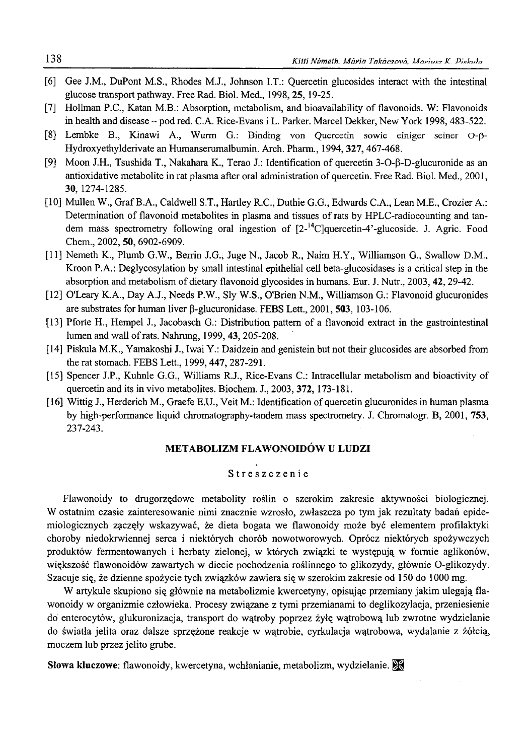[6] Gee J.M., DuPont M.S., Rhodes M.J., Johnson I.T.: Quercetin glucosides interact with the intestinal glucose transport pathway. Free Rad. Biol. Med., 1998, **25**, 19-25.

[7] Hollman P.C., Katan M.B.: Absorption, metabolism, and bioavailability of flavonoids. W: Flavonoids in health and disease – pod red. C.A. Rice-Evans i L. Parker. Marcel Dekker, New York 1998, 483-522.

[8] Lembke B., Kinawi A., Wurm G.: Binding von Quercetin sowie einiger seiner O-β-Hydroxyethylderivate an Humanserumalbumin. Arch. Pharm., 1994, **327**, 467-468.

[9] Moon J.H., Tsushida T., Nakahara K., Terao J.: Identification of quercetin 3-O-β-D-glucuronide as an antioxidative metabolite in rat plasma after oral administration of quercetin. Free Rad. Biol. Med., 2001, **30**, 1274-1285.

[10] Mullen W., Graf B.A., Caldwell S.T., Hartley R.C., Duthie G.G., Edwards C.A., Lean M.E., Crozier A.: Determination of flavonoid metabolites in plasma and tissues of rats by HPLC-radiocounting and tandem mass spectrometry following oral ingestion of [2-$^{14}$C]quercetin-4'-glucoside. J. Agric. Food Chem., 2002, **50**, 6902-6909.

[11] Nemeth K., Plumb G.W., Berrin J.G., Juge N., Jacob R., Naim H.Y., Williamson G., Swallow D.M., Kroon P.A.: Deglycosylation by small intestinal epithelial cell beta-glucosidases is a critical step in the absorption and metabolism of dietary flavonoid glycosides in humans. Eur. J. Nutr., 2003, **42**, 29-42.

[12] O'Leary K.A., Day A.J., Needs P.W., Sly W.S., O'Brien N.M., Williamson G.: Flavonoid glucuronides are substrates for human liver β-glucuronidase. FEBS Lett., 2001, **503**, 103-106.

[13] Pforte H., Hempel J., Jacobasch G.: Distribution pattern of a flavonoid extract in the gastrointestinal lumen and wall of rats. Nahrung, 1999, **43**, 205-208.

[14] Piskula M.K., Yamakoshi J., Iwai Y.: Daidzein and genistein but not their glucosides are absorbed from the rat stomach. FEBS Lett., 1999, **447**, 287-291.

[15] Spencer J.P., Kuhnle G.G., Williams R.J., Rice-Evans C.: Intracellular metabolism and bioactivity of quercetin and its in vivo metabolites. Biochem. J., 2003, **372**, 173-181.

[16] Wittig J., Herderich M., Graefe E.U., Veit M.: Identification of quercetin glucuronides in human plasma by high-performance liquid chromatography-tandem mass spectrometry. J. Chromatogr. **B**, 2001, **753**, 237-243.

## METABOLIZM FLAWONOIDÓW U LUDZI

### Streszczenie

Flawonoidy to drugorzędowe metabolity roślin o szerokim zakresie aktywności biologicznej. W ostatnim czasie zainteresowanie nimi znacznie wzrosło, zwłaszcza po tym jak rezultaty badań epidemiologicznych zaczęły wskazywać, że dieta bogata we flawonoidy może być elementem profilaktyki choroby niedokrwiennej serca i niektórych chorób nowotworowych. Oprócz niektórych spożywczych produktów fermentowanych i herbaty zielonej, w których związki te występują w formie aglikonów, większość flawonoidów zawartych w diecie pochodzenia roślinnego to glikozydy, głównie O-glikozydy. Szacuje się, że dzienne spożycie tych związków zawiera się w szerokim zakresie od 150 do 1000 mg.

W artykule skupiono się głównie na metabolizmie kwercetyny, opisując przemiany jakim ulegają flawonoidy w organizmie człowieka. Procesy związane z tymi przemianami to deglikozylacja, przeniesienie do enterocytów, glukuronizacja, transport do wątroby poprzez żyłę wątrobową lub zwrotne wydzielanie do światła jelita oraz dalsze sprzężone reakcje w wątrobie, cyrkulacja wątrobowa, wydalanie z żółcią, moczem lub przez jelito grube.

**Słowa kluczowe**: flawonoidy, kwercetyna, wchłanianie, metabolizm, wydzielanie.